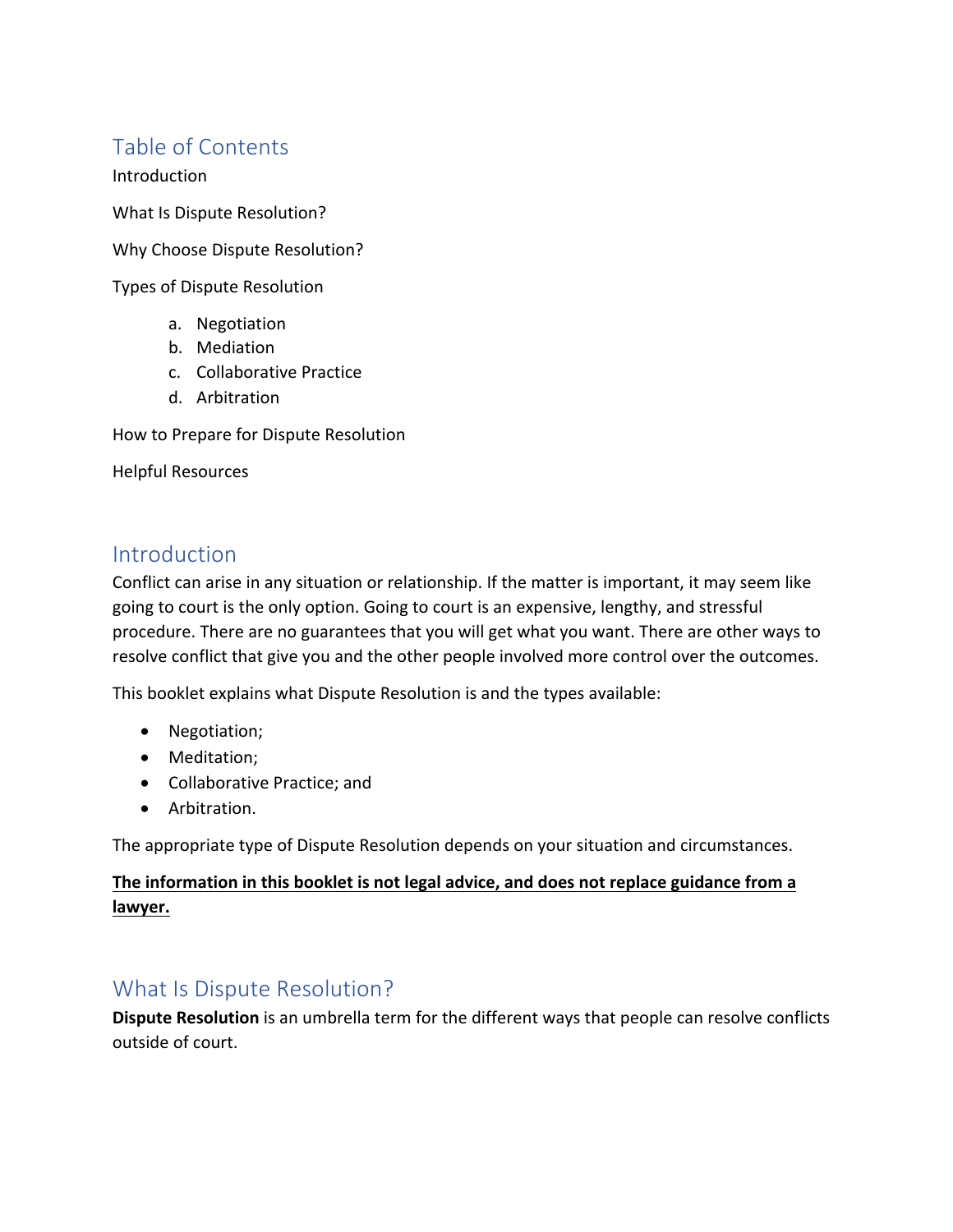## Table of Contents

Introduction

What Is Dispute Resolution?

Why Choose Dispute Resolution?

Types of Dispute Resolution

a. Negotiation
b. Mediation
c. Collaborative Practice
d. Arbitration

How to Prepare for Dispute Resolution

Helpful Resources

## Introduction

Conflict can arise in any situation or relationship. If the matter is important, it may seem like going to court is the only option. Going to court is an expensive, lengthy, and stressful procedure. There are no guarantees that you will get what you want. There are other ways to resolve conflict that give you and the other people involved more control over the outcomes.

This booklet explains what Dispute Resolution is and the types available:

- Negotiation;
- Meditation;
- Collaborative Practice; and
- Arbitration.

The appropriate type of Dispute Resolution depends on your situation and circumstances.

**<u>The information in this booklet is not legal advice, and does not replace guidance from a lawyer.</u>**

## What Is Dispute Resolution?

**Dispute Resolution** is an umbrella term for the different ways that people can resolve conflicts outside of court.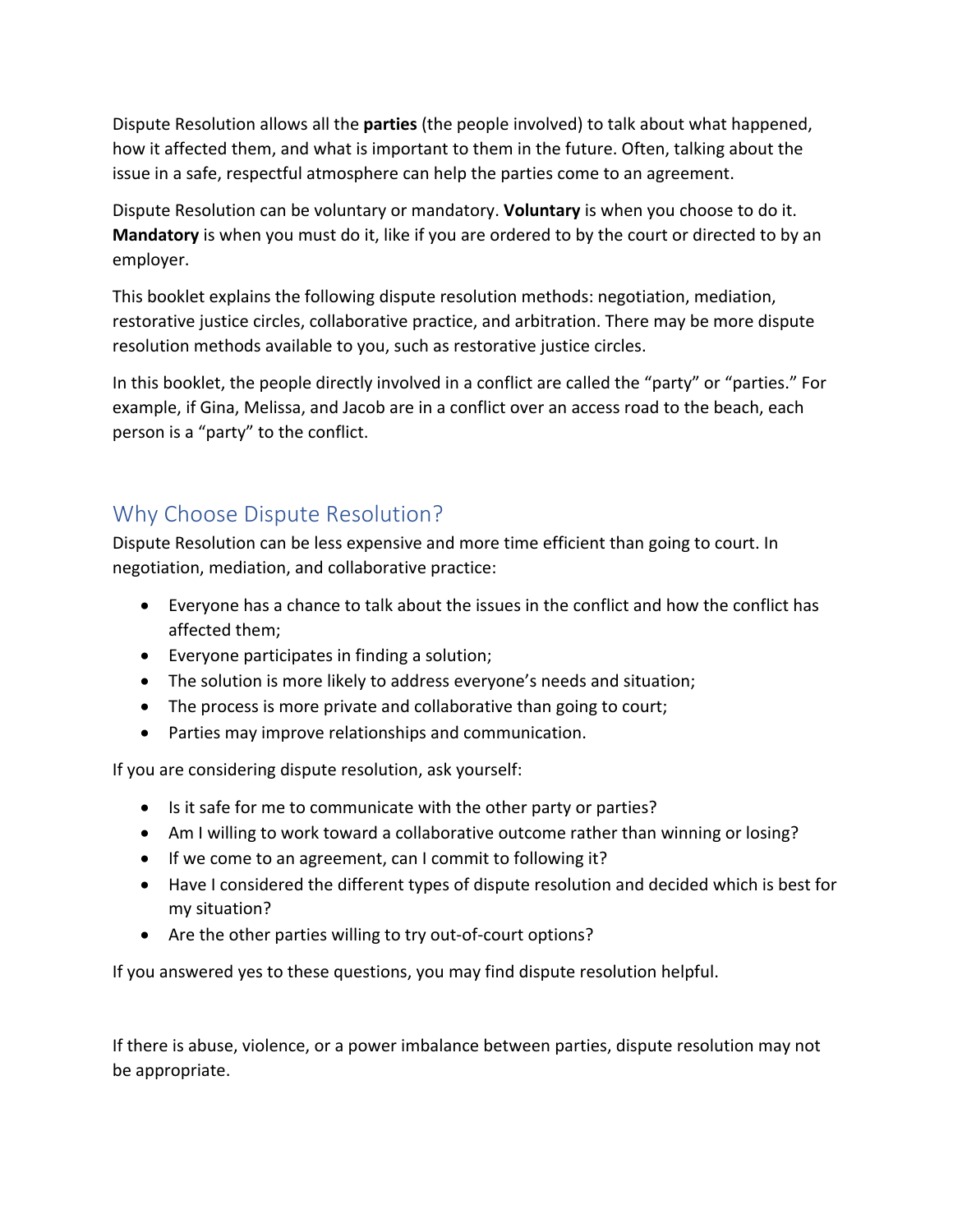Dispute Resolution allows all the **parties** (the people involved) to talk about what happened, how it affected them, and what is important to them in the future. Often, talking about the issue in a safe, respectful atmosphere can help the parties come to an agreement.

Dispute Resolution can be voluntary or mandatory. **Voluntary** is when you choose to do it. **Mandatory** is when you must do it, like if you are ordered to by the court or directed to by an employer.

This booklet explains the following dispute resolution methods: negotiation, mediation, restorative justice circles, collaborative practice, and arbitration. There may be more dispute resolution methods available to you, such as restorative justice circles.

In this booklet, the people directly involved in a conflict are called the "party" or "parties." For example, if Gina, Melissa, and Jacob are in a conflict over an access road to the beach, each person is a "party" to the conflict.

## Why Choose Dispute Resolution?

Dispute Resolution can be less expensive and more time efficient than going to court. In negotiation, mediation, and collaborative practice:

- Everyone has a chance to talk about the issues in the conflict and how the conflict has affected them;
- Everyone participates in finding a solution;
- The solution is more likely to address everyone's needs and situation;
- The process is more private and collaborative than going to court;
- Parties may improve relationships and communication.

If you are considering dispute resolution, ask yourself:

- Is it safe for me to communicate with the other party or parties?
- Am I willing to work toward a collaborative outcome rather than winning or losing?
- If we come to an agreement, can I commit to following it?
- Have I considered the different types of dispute resolution and decided which is best for my situation?
- Are the other parties willing to try out-of-court options?

If you answered yes to these questions, you may find dispute resolution helpful.

If there is abuse, violence, or a power imbalance between parties, dispute resolution may not be appropriate.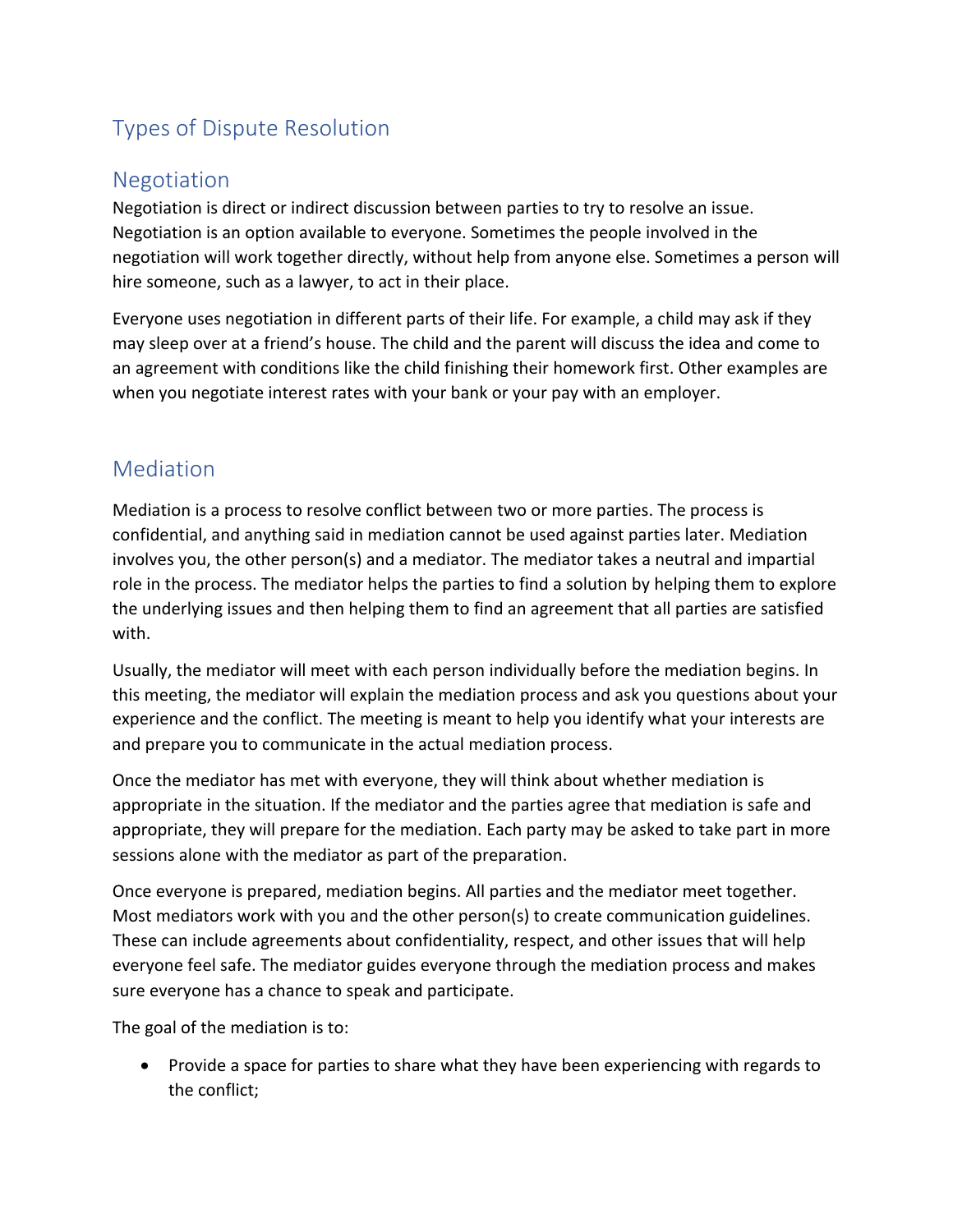# Types of Dispute Resolution

## Negotiation

Negotiation is direct or indirect discussion between parties to try to resolve an issue. Negotiation is an option available to everyone. Sometimes the people involved in the negotiation will work together directly, without help from anyone else. Sometimes a person will hire someone, such as a lawyer, to act in their place.

Everyone uses negotiation in different parts of their life. For example, a child may ask if they may sleep over at a friend's house. The child and the parent will discuss the idea and come to an agreement with conditions like the child finishing their homework first. Other examples are when you negotiate interest rates with your bank or your pay with an employer.

## Mediation

Mediation is a process to resolve conflict between two or more parties. The process is confidential, and anything said in mediation cannot be used against parties later. Mediation involves you, the other person(s) and a mediator. The mediator takes a neutral and impartial role in the process. The mediator helps the parties to find a solution by helping them to explore the underlying issues and then helping them to find an agreement that all parties are satisfied with.

Usually, the mediator will meet with each person individually before the mediation begins. In this meeting, the mediator will explain the mediation process and ask you questions about your experience and the conflict. The meeting is meant to help you identify what your interests are and prepare you to communicate in the actual mediation process.

Once the mediator has met with everyone, they will think about whether mediation is appropriate in the situation. If the mediator and the parties agree that mediation is safe and appropriate, they will prepare for the mediation. Each party may be asked to take part in more sessions alone with the mediator as part of the preparation.

Once everyone is prepared, mediation begins. All parties and the mediator meet together. Most mediators work with you and the other person(s) to create communication guidelines. These can include agreements about confidentiality, respect, and other issues that will help everyone feel safe. The mediator guides everyone through the mediation process and makes sure everyone has a chance to speak and participate.

The goal of the mediation is to:

- Provide a space for parties to share what they have been experiencing with regards to the conflict;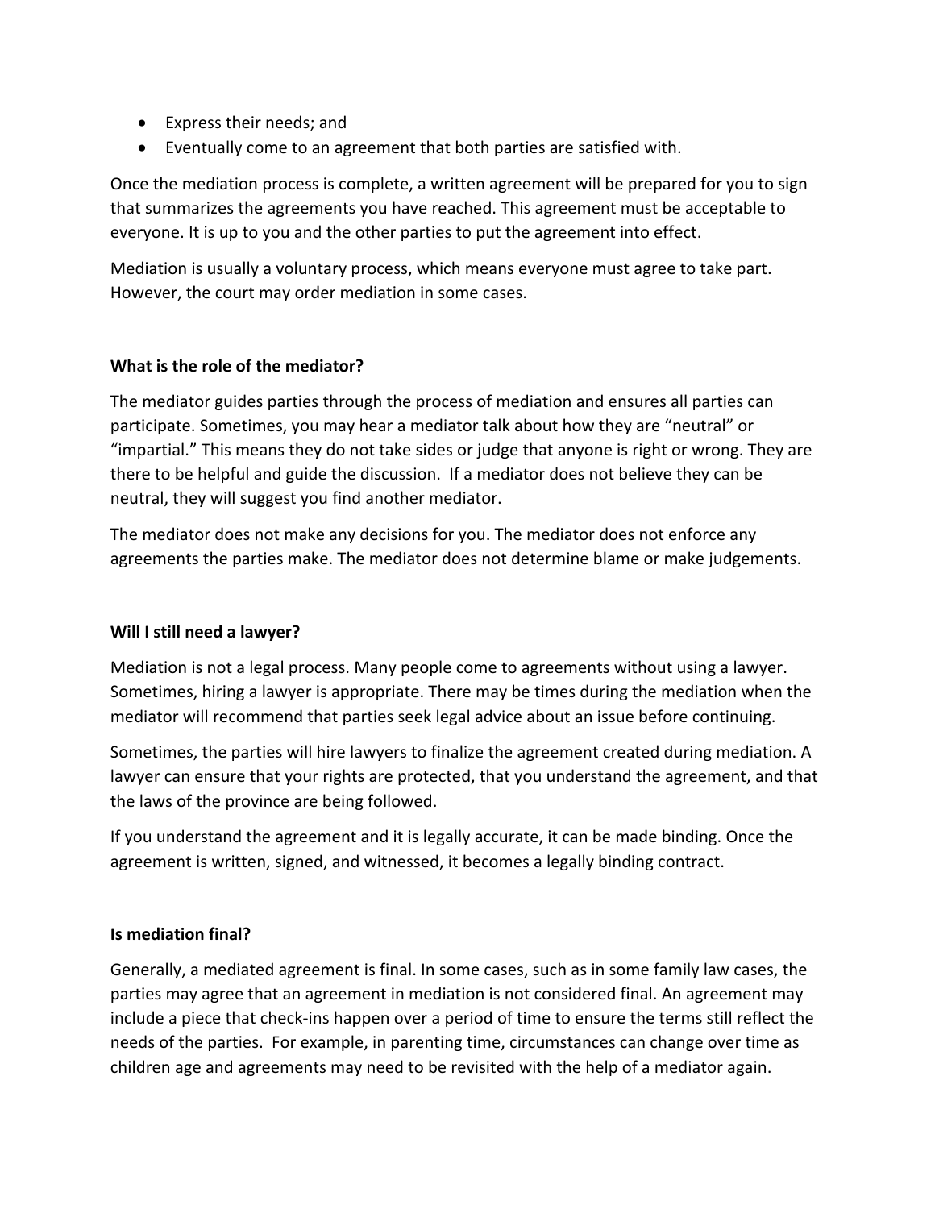- Express their needs; and
- Eventually come to an agreement that both parties are satisfied with.

Once the mediation process is complete, a written agreement will be prepared for you to sign that summarizes the agreements you have reached. This agreement must be acceptable to everyone. It is up to you and the other parties to put the agreement into effect.

Mediation is usually a voluntary process, which means everyone must agree to take part. However, the court may order mediation in some cases.

**What is the role of the mediator?**

The mediator guides parties through the process of mediation and ensures all parties can participate. Sometimes, you may hear a mediator talk about how they are “neutral” or “impartial.” This means they do not take sides or judge that anyone is right or wrong. They are there to be helpful and guide the discussion. If a mediator does not believe they can be neutral, they will suggest you find another mediator.

The mediator does not make any decisions for you. The mediator does not enforce any agreements the parties make. The mediator does not determine blame or make judgements.

**Will I still need a lawyer?**

Mediation is not a legal process. Many people come to agreements without using a lawyer. Sometimes, hiring a lawyer is appropriate. There may be times during the mediation when the mediator will recommend that parties seek legal advice about an issue before continuing.

Sometimes, the parties will hire lawyers to finalize the agreement created during mediation. A lawyer can ensure that your rights are protected, that you understand the agreement, and that the laws of the province are being followed.

If you understand the agreement and it is legally accurate, it can be made binding. Once the agreement is written, signed, and witnessed, it becomes a legally binding contract.

**Is mediation final?**

Generally, a mediated agreement is final. In some cases, such as in some family law cases, the parties may agree that an agreement in mediation is not considered final. An agreement may include a piece that check-ins happen over a period of time to ensure the terms still reflect the needs of the parties. For example, in parenting time, circumstances can change over time as children age and agreements may need to be revisited with the help of a mediator again.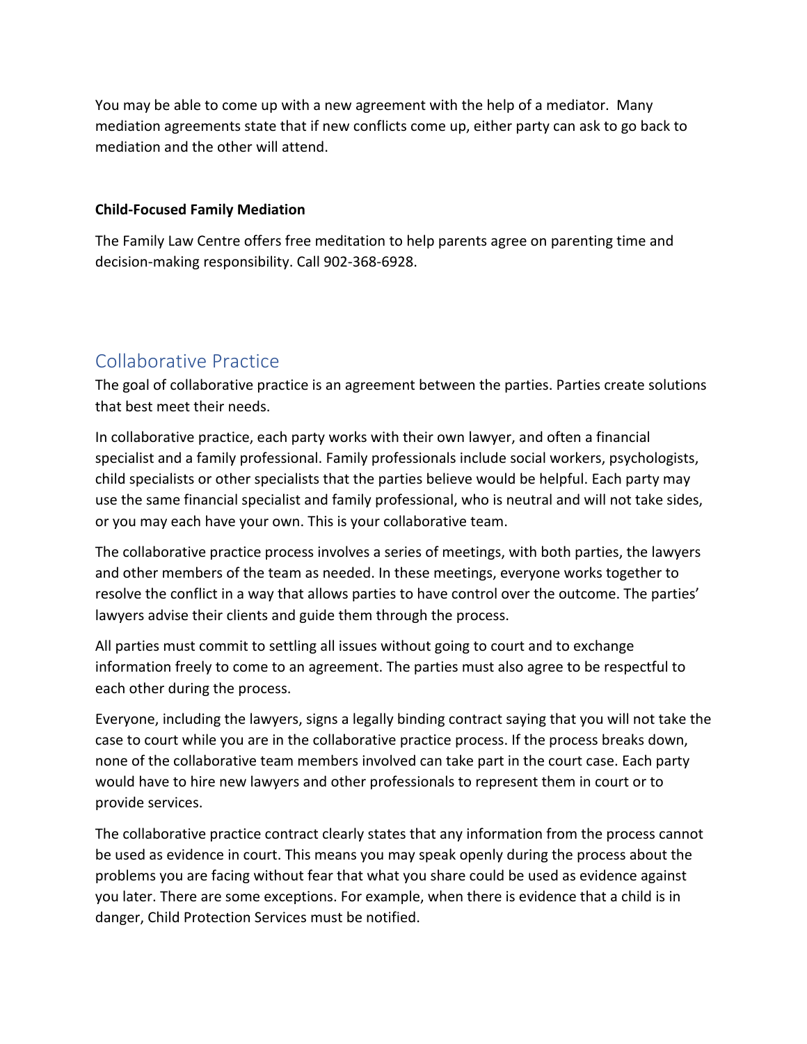You may be able to come up with a new agreement with the help of a mediator. Many mediation agreements state that if new conflicts come up, either party can ask to go back to mediation and the other will attend.

**Child-Focused Family Mediation**

The Family Law Centre offers free meditation to help parents agree on parenting time and decision-making responsibility. Call 902-368-6928.

## Collaborative Practice

The goal of collaborative practice is an agreement between the parties. Parties create solutions that best meet their needs.

In collaborative practice, each party works with their own lawyer, and often a financial specialist and a family professional. Family professionals include social workers, psychologists, child specialists or other specialists that the parties believe would be helpful. Each party may use the same financial specialist and family professional, who is neutral and will not take sides, or you may each have your own. This is your collaborative team.

The collaborative practice process involves a series of meetings, with both parties, the lawyers and other members of the team as needed. In these meetings, everyone works together to resolve the conflict in a way that allows parties to have control over the outcome. The parties' lawyers advise their clients and guide them through the process.

All parties must commit to settling all issues without going to court and to exchange information freely to come to an agreement. The parties must also agree to be respectful to each other during the process.

Everyone, including the lawyers, signs a legally binding contract saying that you will not take the case to court while you are in the collaborative practice process. If the process breaks down, none of the collaborative team members involved can take part in the court case. Each party would have to hire new lawyers and other professionals to represent them in court or to provide services.

The collaborative practice contract clearly states that any information from the process cannot be used as evidence in court. This means you may speak openly during the process about the problems you are facing without fear that what you share could be used as evidence against you later. There are some exceptions. For example, when there is evidence that a child is in danger, Child Protection Services must be notified.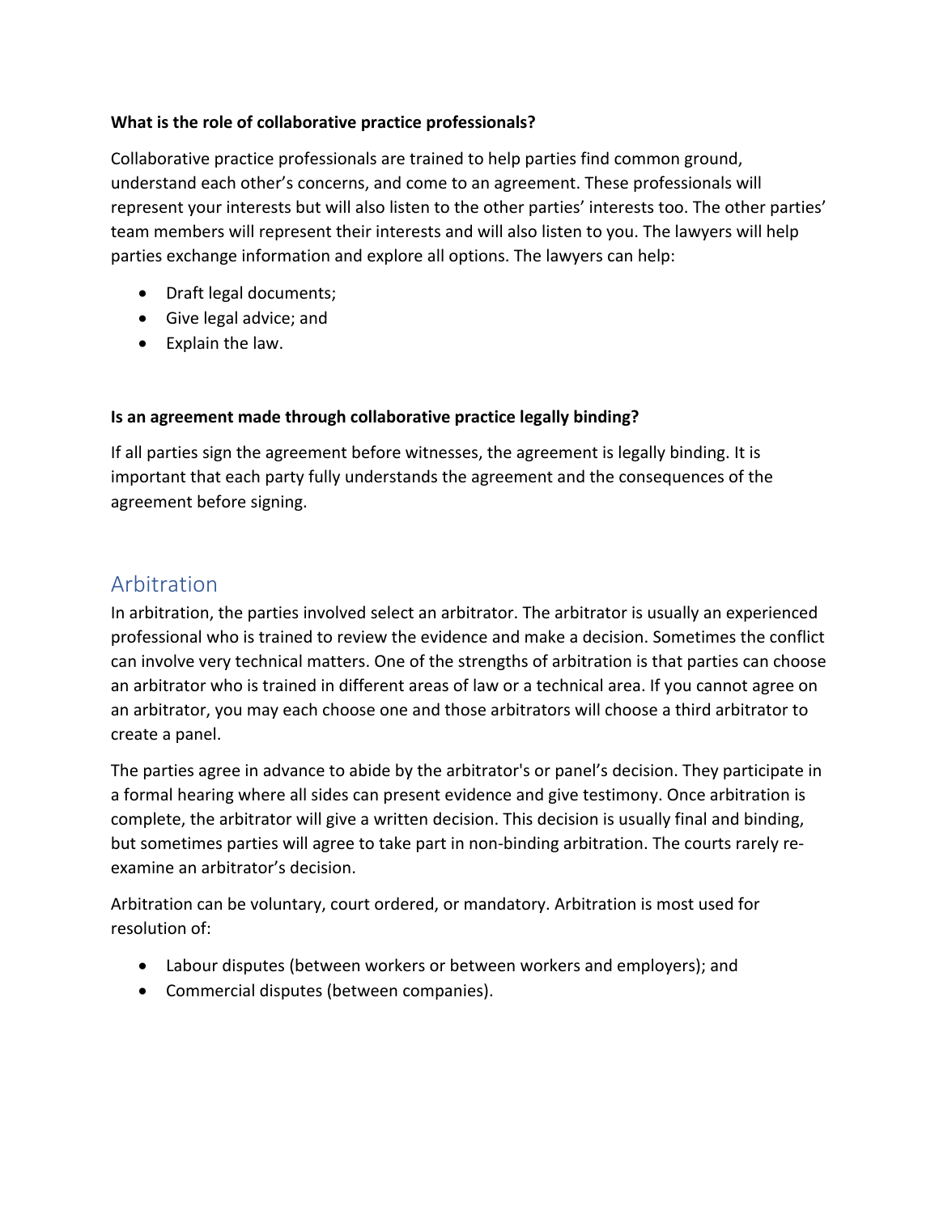### What is the role of collaborative practice professionals?

Collaborative practice professionals are trained to help parties find common ground, understand each other's concerns, and come to an agreement. These professionals will represent your interests but will also listen to the other parties' interests too. The other parties' team members will represent their interests and will also listen to you. The lawyers will help parties exchange information and explore all options. The lawyers can help:

- Draft legal documents;
- Give legal advice; and
- Explain the law.

### Is an agreement made through collaborative practice legally binding?

If all parties sign the agreement before witnesses, the agreement is legally binding. It is important that each party fully understands the agreement and the consequences of the agreement before signing.

## Arbitration

In arbitration, the parties involved select an arbitrator. The arbitrator is usually an experienced professional who is trained to review the evidence and make a decision. Sometimes the conflict can involve very technical matters. One of the strengths of arbitration is that parties can choose an arbitrator who is trained in different areas of law or a technical area. If you cannot agree on an arbitrator, you may each choose one and those arbitrators will choose a third arbitrator to create a panel.

The parties agree in advance to abide by the arbitrator's or panel's decision. They participate in a formal hearing where all sides can present evidence and give testimony. Once arbitration is complete, the arbitrator will give a written decision. This decision is usually final and binding, but sometimes parties will agree to take part in non-binding arbitration. The courts rarely re-examine an arbitrator's decision.

Arbitration can be voluntary, court ordered, or mandatory. Arbitration is most used for resolution of:

- Labour disputes (between workers or between workers and employers); and
- Commercial disputes (between companies).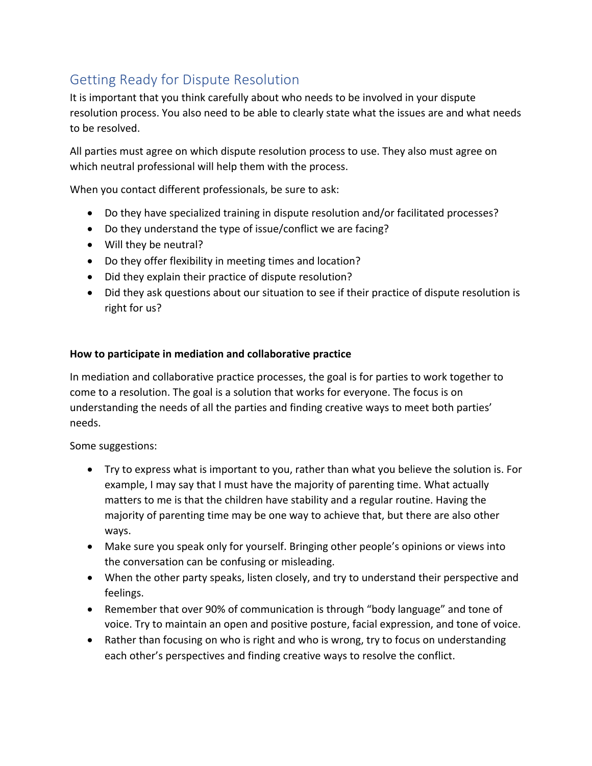## Getting Ready for Dispute Resolution

It is important that you think carefully about who needs to be involved in your dispute resolution process. You also need to be able to clearly state what the issues are and what needs to be resolved.

All parties must agree on which dispute resolution process to use. They also must agree on which neutral professional will help them with the process.

When you contact different professionals, be sure to ask:

- Do they have specialized training in dispute resolution and/or facilitated processes?
- Do they understand the type of issue/conflict we are facing?
- Will they be neutral?
- Do they offer flexibility in meeting times and location?
- Did they explain their practice of dispute resolution?
- Did they ask questions about our situation to see if their practice of dispute resolution is right for us?

**How to participate in mediation and collaborative practice**

In mediation and collaborative practice processes, the goal is for parties to work together to come to a resolution. The goal is a solution that works for everyone. The focus is on understanding the needs of all the parties and finding creative ways to meet both parties' needs.

Some suggestions:

- Try to express what is important to you, rather than what you believe the solution is. For example, I may say that I must have the majority of parenting time. What actually matters to me is that the children have stability and a regular routine. Having the majority of parenting time may be one way to achieve that, but there are also other ways.
- Make sure you speak only for yourself. Bringing other people's opinions or views into the conversation can be confusing or misleading.
- When the other party speaks, listen closely, and try to understand their perspective and feelings.
- Remember that over 90% of communication is through "body language" and tone of voice. Try to maintain an open and positive posture, facial expression, and tone of voice.
- Rather than focusing on who is right and who is wrong, try to focus on understanding each other's perspectives and finding creative ways to resolve the conflict.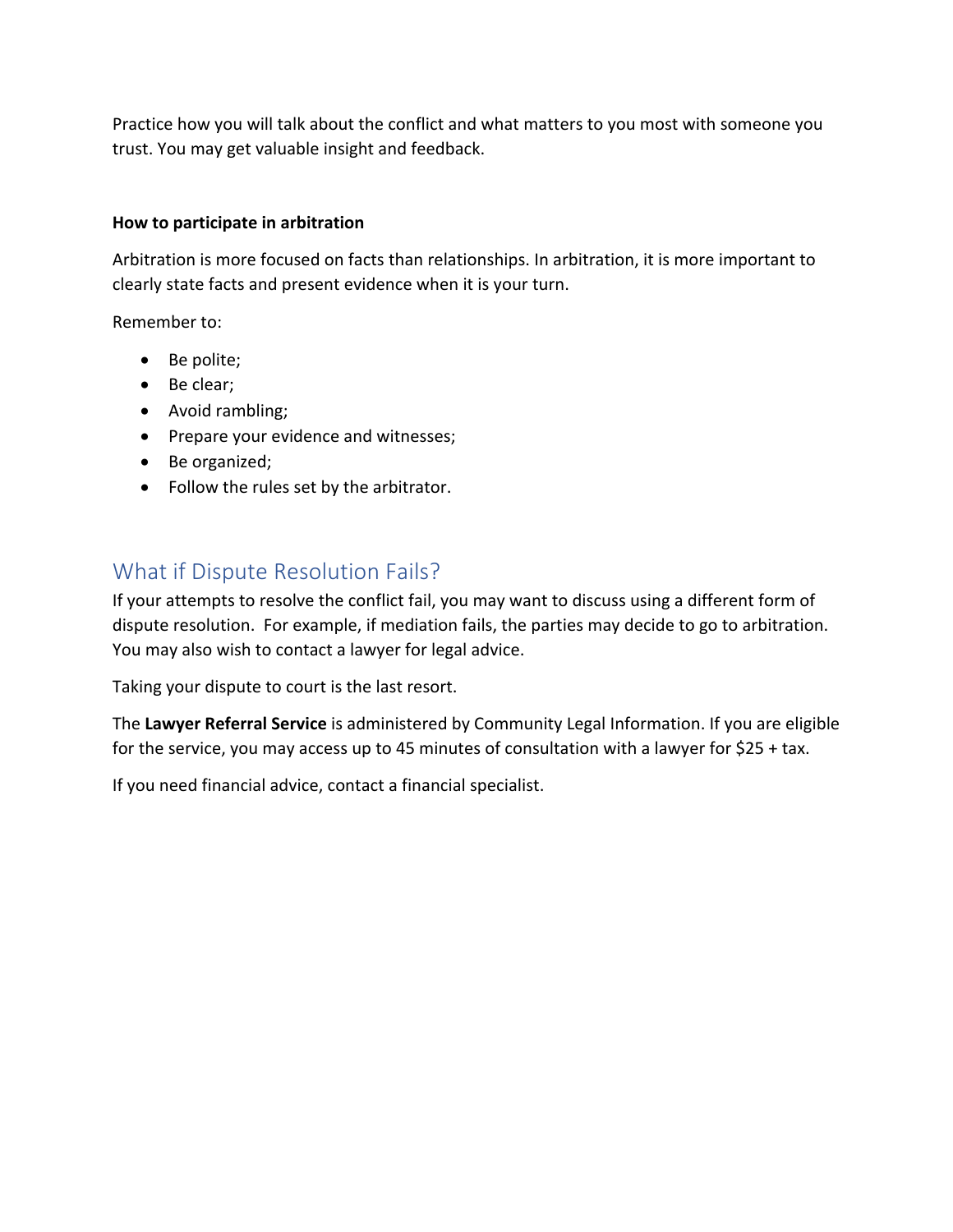Practice how you will talk about the conflict and what matters to you most with someone you trust. You may get valuable insight and feedback.

**How to participate in arbitration**

Arbitration is more focused on facts than relationships. In arbitration, it is more important to clearly state facts and present evidence when it is your turn.

Remember to:

- Be polite;
- Be clear;
- Avoid rambling;
- Prepare your evidence and witnesses;
- Be organized;
- Follow the rules set by the arbitrator.

## What if Dispute Resolution Fails?

If your attempts to resolve the conflict fail, you may want to discuss using a different form of dispute resolution. For example, if mediation fails, the parties may decide to go to arbitration. You may also wish to contact a lawyer for legal advice.

Taking your dispute to court is the last resort.

The **Lawyer Referral Service** is administered by Community Legal Information. If you are eligible for the service, you may access up to 45 minutes of consultation with a lawyer for $25 + tax.

If you need financial advice, contact a financial specialist.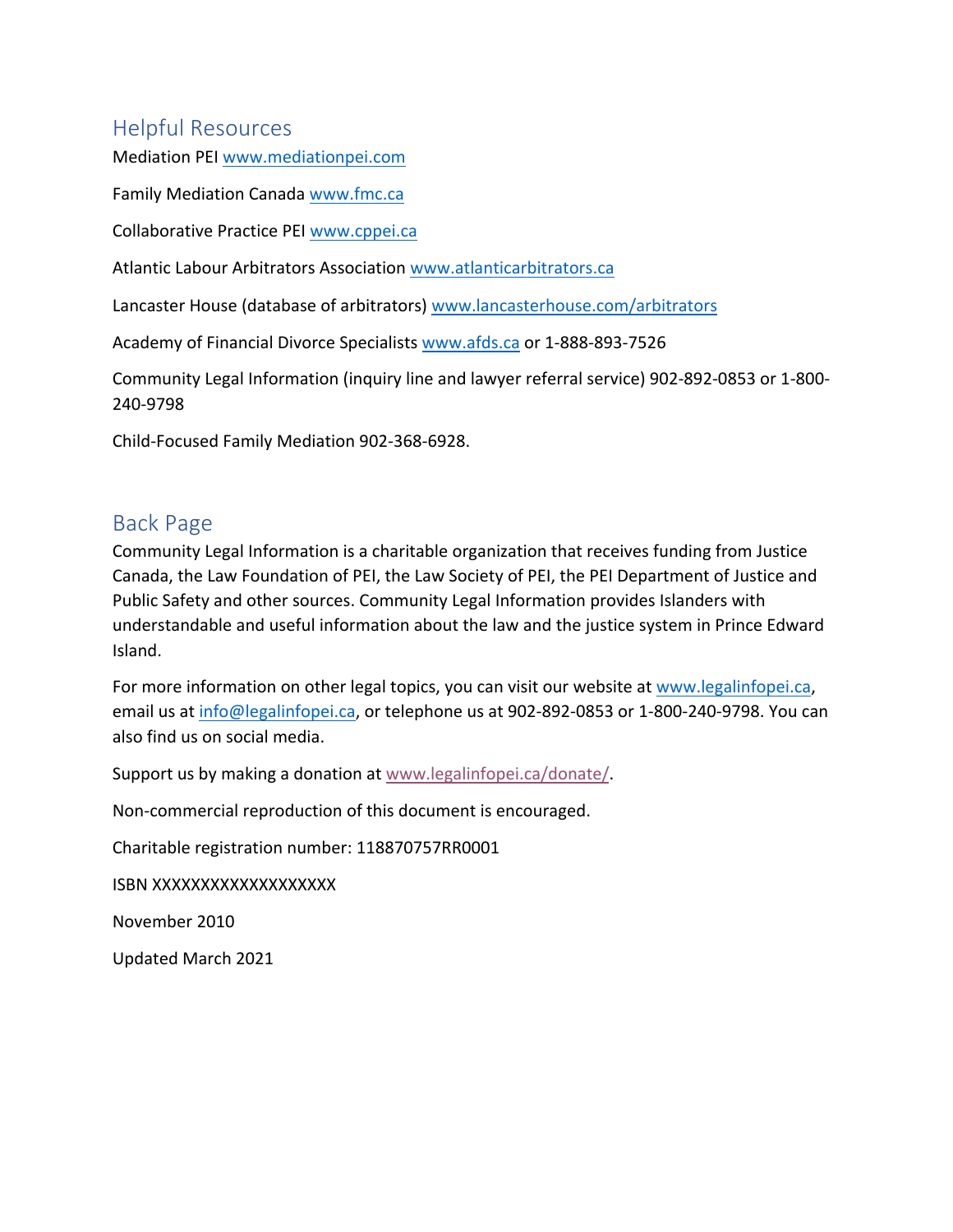## Helpful Resources

Mediation PEI www.mediationpei.com

Family Mediation Canada www.fmc.ca

Collaborative Practice PEI www.cppei.ca

Atlantic Labour Arbitrators Association www.atlanticarbitrators.ca

Lancaster House (database of arbitrators) www.lancasterhouse.com/arbitrators

Academy of Financial Divorce Specialists www.afds.ca or 1-888-893-7526

Community Legal Information (inquiry line and lawyer referral service) 902-892-0853 or 1-800-240-9798

Child-Focused Family Mediation 902-368-6928.

## Back Page

Community Legal Information is a charitable organization that receives funding from Justice Canada, the Law Foundation of PEI, the Law Society of PEI, the PEI Department of Justice and Public Safety and other sources. Community Legal Information provides Islanders with understandable and useful information about the law and the justice system in Prince Edward Island.

For more information on other legal topics, you can visit our website at www.legalinfopei.ca, email us at info@legalinfopei.ca, or telephone us at 902-892-0853 or 1-800-240-9798. You can also find us on social media.

Support us by making a donation at www.legalinfopei.ca/donate/.

Non-commercial reproduction of this document is encouraged.

Charitable registration number: 118870757RR0001

ISBN XXXXXXXXXXXXXXXXXX

November 2010

Updated March 2021